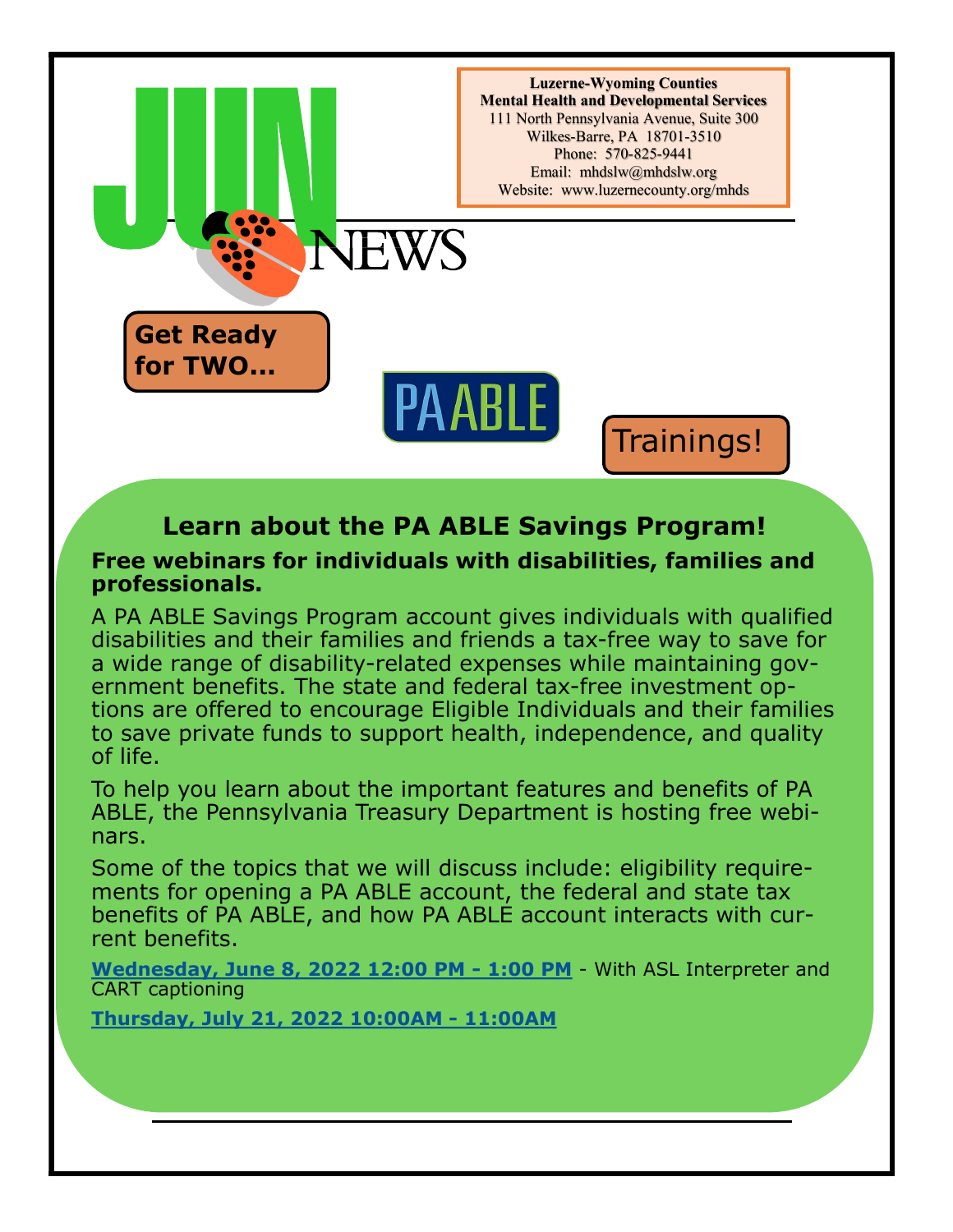# JUNE NEWS

**Luzerne-Wyoming Counties**
**Mental Health and Developmental Services**
111 North Pennsylvania Avenue, Suite 300
Wilkes-Barre, PA 18701-3510
Phone: 570-825-9441
Email: mhdslw@mhdslw.org
Website: www.luzernecounty.org/mhds

**Get Ready for TWO...**

PA ABLE

Trainings!

## Learn about the PA ABLE Savings Program!

**Free webinars for individuals with disabilities, families and professionals.**

A PA ABLE Savings Program account gives individuals with qualified disabilities and their families and friends a tax-free way to save for a wide range of disability-related expenses while maintaining government benefits. The state and federal tax-free investment options are offered to encourage Eligible Individuals and their families to save private funds to support health, independence, and quality of life.

To help you learn about the important features and benefits of PA ABLE, the Pennsylvania Treasury Department is hosting free webinars.

Some of the topics that we will discuss include: eligibility requirements for opening a PA ABLE account, the federal and state tax benefits of PA ABLE, and how PA ABLE account interacts with current benefits.

**Wednesday, June 8, 2022 12:00 PM - 1:00 PM** - With ASL Interpreter and CART captioning

**Thursday, July 21, 2022 10:00AM - 11:00AM**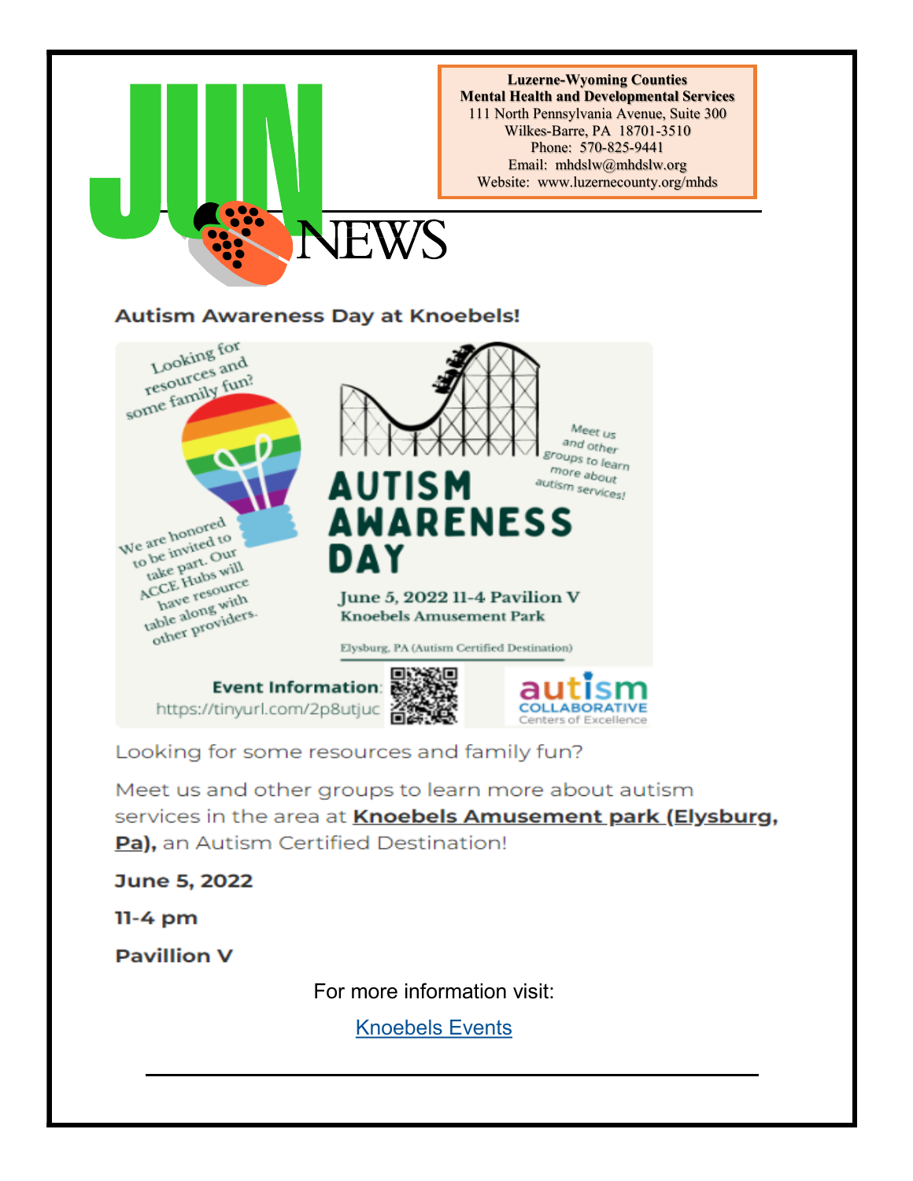# JUN NEWS

**Luzerne-Wyoming Counties**
**Mental Health and Developmental Services**
111 North Pennsylvania Avenue, Suite 300
Wilkes-Barre, PA 18701-3510
Phone: 570-825-9441
Email: mhdslw@mhdslw.org
Website: www.luzernecounty.org/mhds

## Autism Awareness Day at Knoebels!

Looking for resources and some family fun?

We are honored to be invited to take part. Our ACCE Hubs will have resource table along with other providers.

Meet us and other groups to learn more about autism services!

**AUTISM AWARENESS DAY**

**June 5, 2022 11-4 Pavilion V**
**Knoebels Amusement Park**

Elysburg, PA (Autism Certified Destination)

**Event Information**: https://tinyurl.com/2p8utjuc

autism COLLABORATIVE Centers of Excellence

Looking for some resources and family fun?

Meet us and other groups to learn more about autism services in the area at **Knoebels Amusement park (Elysburg, Pa),** an Autism Certified Destination!

**June 5, 2022**

**11-4 pm**

**Pavillion V**

For more information visit:

Knoebels Events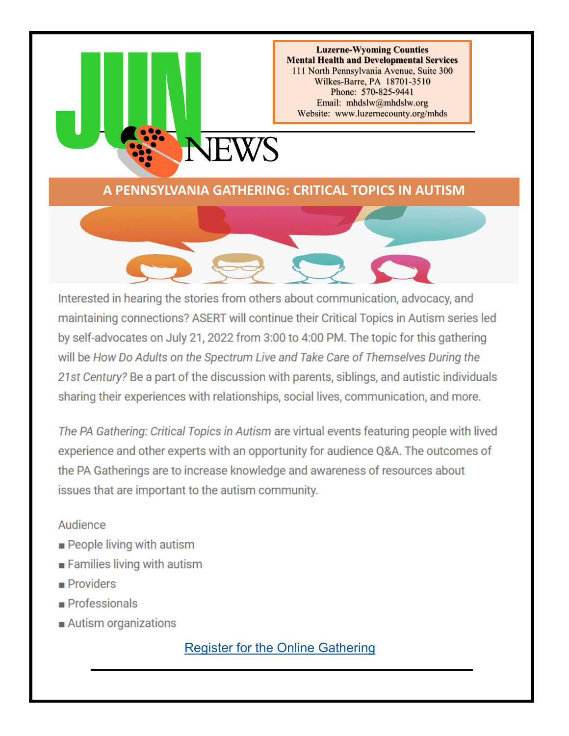JUN NEWS

**Luzerne-Wyoming Counties**
**Mental Health and Developmental Services**
111 North Pennsylvania Avenue, Suite 300
Wilkes-Barre, PA 18701-3510
Phone: 570-825-9441
Email: mhdslw@mhdslw.org
Website: www.luzernecounty.org/mhds

## A PENNSYLVANIA GATHERING: CRITICAL TOPICS IN AUTISM

Interested in hearing the stories from others about communication, advocacy, and maintaining connections? ASERT will continue their Critical Topics in Autism series led by self-advocates on July 21, 2022 from 3:00 to 4:00 PM. The topic for this gathering will be *How Do Adults on the Spectrum Live and Take Care of Themselves During the 21st Century?* Be a part of the discussion with parents, siblings, and autistic individuals sharing their experiences with relationships, social lives, communication, and more.

*The PA Gathering: Critical Topics in Autism* are virtual events featuring people with lived experience and other experts with an opportunity for audience Q&A. The outcomes of the PA Gatherings are to increase knowledge and awareness of resources about issues that are important to the autism community.

Audience

- People living with autism
- Families living with autism
- Providers
- Professionals
- Autism organizations

Register for the Online Gathering